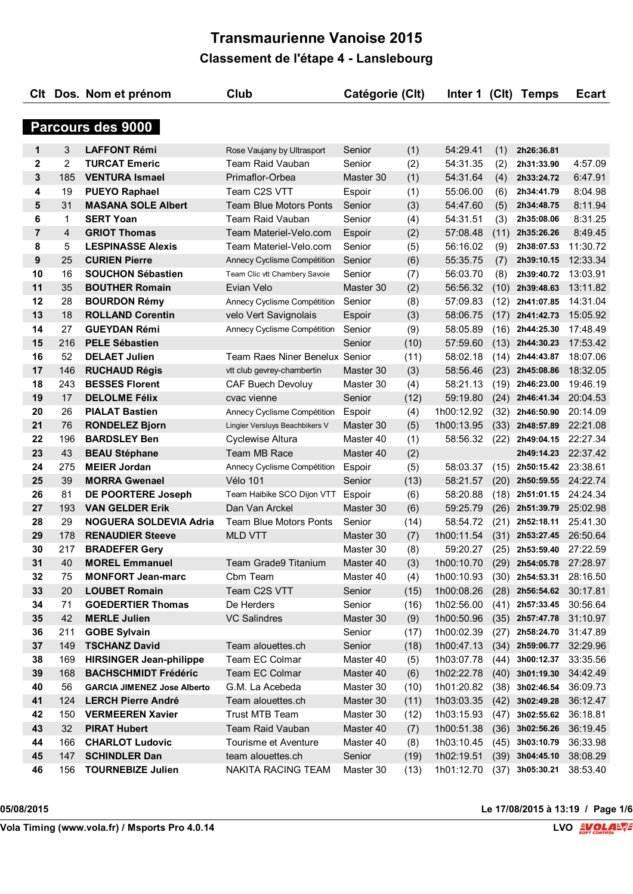# Transmaurienne Vanoise 2015

## Classement de l'étape 4 - Lanslebourg

### Parcours des 9000

| Clt | Dos. | Nom et prénom | Club | Catégorie | (Clt) | Inter 1 | (Clt) | Temps | Ecart |
|---|---|---|---|---|---|---|---|---|---|
| 1 | 3 | **LAFFONT Rémi** | Rose Vaujany by Ultrasport | Senior | (1) | 54:29.41 | (1) | 2h26:36.81 | |
| 2 | 2 | **TURCAT Emeric** | Team Raid Vauban | Senior | (2) | 54:31.35 | (2) | 2h31:33.90 | 4:57.09 |
| 3 | 185 | **VENTURA Ismael** | Primaflor-Orbea | Master 30 | (1) | 54:31.64 | (4) | 2h33:24.72 | 6:47.91 |
| 4 | 19 | **PUEYO Raphael** | Team C2S VTT | Espoir | (1) | 55:06.00 | (6) | 2h34:41.79 | 8:04.98 |
| 5 | 31 | **MASANA SOLE Albert** | Team Blue Motors Ponts | Senior | (3) | 54:47.60 | (5) | 2h34:48.75 | 8:11.94 |
| 6 | 1 | **SERT Yoan** | Team Raid Vauban | Senior | (4) | 54:31.51 | (3) | 2h35:08.06 | 8:31.25 |
| 7 | 4 | **GRIOT Thomas** | Team Materiel-Velo.com | Espoir | (2) | 57:08.48 | (11) | 2h35:26.26 | 8:49.45 |
| 8 | 5 | **LESPINASSE Alexis** | Team Materiel-Velo.com | Senior | (5) | 56:16.02 | (9) | 2h38:07.53 | 11:30.72 |
| 9 | 25 | **CURIEN Pierre** | Annecy Cyclisme Compétition | Senior | (6) | 55:35.75 | (7) | 2h39:10.15 | 12:33.34 |
| 10 | 16 | **SOUCHON Sébastien** | Team Clic vtt Chambery Savoie | Senior | (7) | 56:03.70 | (8) | 2h39:40.72 | 13:03.91 |
| 11 | 35 | **BOUTHER Romain** | Evian Velo | Master 30 | (2) | 56:56.32 | (10) | 2h39:48.63 | 13:11.82 |
| 12 | 28 | **BOURDON Rémy** | Annecy Cyclisme Compétition | Senior | (8) | 57:09.83 | (12) | 2h41:07.85 | 14:31.04 |
| 13 | 18 | **ROLLAND Corentin** | velo Vert Savignolais | Espoir | (3) | 58:06.75 | (17) | 2h41:42.73 | 15:05.92 |
| 14 | 27 | **GUEYDAN Rémi** | Annecy Cyclisme Compétition | Senior | (9) | 58:05.89 | (16) | 2h44:25.30 | 17:48.49 |
| 15 | 216 | **PELE Sébastien** | | Senior | (10) | 57:59.60 | (13) | 2h44:30.23 | 17:53.42 |
| 16 | 52 | **DELAET Julien** | Team Raes Niner Benelux | Senior | (11) | 58:02.18 | (14) | 2h44:43.87 | 18:07.06 |
| 17 | 146 | **RUCHAUD Régis** | vtt club gevrey-chambertin | Master 30 | (3) | 58:56.46 | (23) | 2h45:08.86 | 18:32.05 |
| 18 | 243 | **BESSES Florent** | CAF Buech Devoluy | Master 30 | (4) | 58:21.13 | (19) | 2h46:23.00 | 19:46.19 |
| 19 | 17 | **DELOLME Félix** | cvac vienne | Senior | (12) | 59:19.80 | (24) | 2h46:41.34 | 20:04.53 |
| 20 | 26 | **PIALAT Bastien** | Annecy Cyclisme Compétition | Espoir | (4) | 1h00:12.92 | (32) | 2h46:50.90 | 20:14.09 |
| 21 | 76 | **RONDELEZ Bjorn** | Lingier Versluys Beachbikers V | Master 30 | (5) | 1h00:13.95 | (33) | 2h48:57.89 | 22:21.08 |
| 22 | 196 | **BARDSLEY Ben** | Cyclewise Altura | Master 40 | (1) | 58:56.32 | (22) | 2h49:04.15 | 22:27.34 |
| 23 | 43 | **BEAU Stéphane** | Team MB Race | Master 40 | (2) | | | 2h49:14.23 | 22:37.42 |
| 24 | 275 | **MEIER Jordan** | Annecy Cyclisme Compétition | Espoir | (5) | 58:03.37 | (15) | 2h50:15.42 | 23:38.61 |
| 25 | 39 | **MORRA Gwenael** | Vélo 101 | Senior | (13) | 58:21.57 | (20) | 2h50:59.55 | 24:22.74 |
| 26 | 81 | **DE POORTERE Joseph** | Team Haibike SCO Dijon VTT | Espoir | (6) | 58:20.88 | (18) | 2h51:01.15 | 24:24.34 |
| 27 | 193 | **VAN GELDER Erik** | Dan Van Arckel | Master 30 | (6) | 59:25.79 | (26) | 2h51:39.79 | 25:02.98 |
| 28 | 29 | **NOGUERA SOLDEVIA Adria** | Team Blue Motors Ponts | Senior | (14) | 58:54.72 | (21) | 2h52:18.11 | 25:41.30 |
| 29 | 178 | **RENAUDIER Steeve** | MLD VTT | Master 30 | (7) | 1h00:11.54 | (31) | 2h53:27.45 | 26:50.64 |
| 30 | 217 | **BRADEFER Gery** | | Master 30 | (8) | 59:20.27 | (25) | 2h53:59.40 | 27:22.59 |
| 31 | 40 | **MOREL Emmanuel** | Team Grade9 Titanium | Master 40 | (3) | 1h00:10.70 | (29) | 2h54:05.78 | 27:28.97 |
| 32 | 75 | **MONFORT Jean-marc** | Cbm Team | Master 40 | (4) | 1h00:10.93 | (30) | 2h54:53.31 | 28:16.50 |
| 33 | 20 | **LOUBET Romain** | Team C2S VTT | Senior | (15) | 1h00:08.26 | (28) | 2h56:54.62 | 30:17.81 |
| 34 | 71 | **GOEDERTIER Thomas** | De Herders | Senior | (16) | 1h02:56.00 | (41) | 2h57:33.45 | 30:56.64 |
| 35 | 42 | **MERLE Julien** | VC Salindres | Master 30 | (9) | 1h00:50.96 | (35) | 2h57:47.78 | 31:10.97 |
| 36 | 211 | **GOBE Sylvain** | | Senior | (17) | 1h00:02.39 | (27) | 2h58:24.70 | 31:47.89 |
| 37 | 149 | **TSCHANZ David** | Team alouettes.ch | Senior | (18) | 1h00:47.13 | (34) | 2h59:06.77 | 32:29.96 |
| 38 | 169 | **HIRSINGER Jean-philippe** | Team EC Colmar | Master 40 | (5) | 1h03:07.78 | (44) | 3h00:12.37 | 33:35.56 |
| 39 | 168 | **BACHSCHMIDT Frédéric** | Team EC Colmar | Master 40 | (6) | 1h02:22.78 | (40) | 3h01:19.30 | 34:42.49 |
| 40 | 56 | **GARCIA JIMENEZ Jose Alberto** | G.M. La Acebeda | Master 30 | (10) | 1h01:20.82 | (38) | 3h02:46.54 | 36:09.73 |
| 41 | 124 | **LERCH Pierre André** | Team alouettes.ch | Master 30 | (11) | 1h03:03.35 | (42) | 3h02:49.28 | 36:12.47 |
| 42 | 150 | **VERMEEREN Xavier** | Trust MTB Team | Master 30 | (12) | 1h03:15.93 | (47) | 3h02:55.62 | 36:18.81 |
| 43 | 32 | **PIRAT Hubert** | Team Raid Vauban | Master 40 | (7) | 1h00:51.38 | (36) | 3h02:56.26 | 36:19.45 |
| 44 | 166 | **CHARLOT Ludovic** | Tourisme et Aventure | Master 40 | (8) | 1h03:10.45 | (45) | 3h03:10.79 | 36:33.98 |
| 45 | 147 | **SCHINDLER Dan** | team alouettes.ch | Senior | (19) | 1h02:19.51 | (39) | 3h04:45.10 | 38:08.29 |
| 46 | 156 | **TOURNEBIZE Julien** | NAKITA RACING TEAM | Master 30 | (13) | 1h01:12.70 | (37) | 3h05:30.21 | 38:53.40 |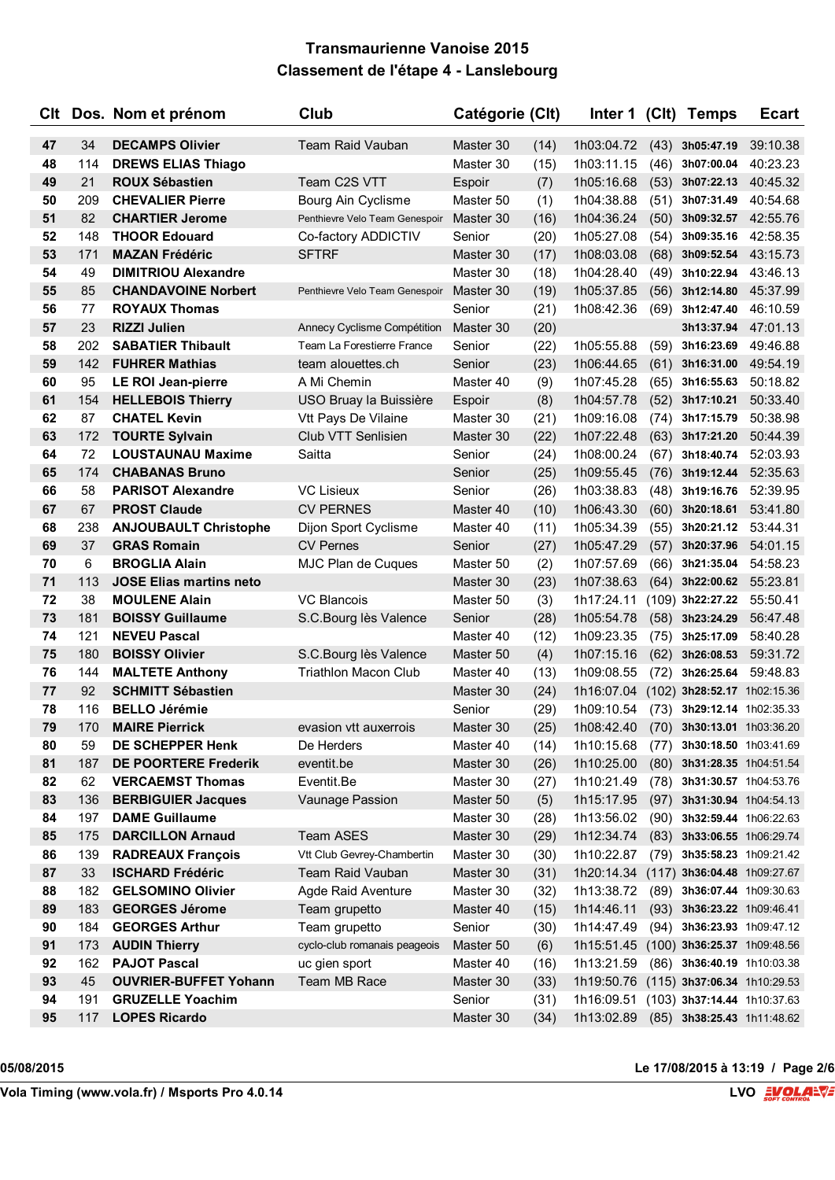# Transmaurienne Vanoise 2015

## Classement de l'étape 4 - Lanslebourg

| Clt | Dos. | Nom et prénom | Club | Catégorie | (Clt) | Inter 1 | (Clt) | Temps | Ecart |
|---|---|---|---|---|---|---|---|---|---|
| 47 | 34 | **DECAMPS Olivier** | Team Raid Vauban | Master 30 | (14) | 1h03:04.72 | (43) | **3h05:47.19** | 39:10.38 |
| 48 | 114 | **DREWS ELIAS Thiago** | | Master 30 | (15) | 1h03:11.15 | (46) | **3h07:00.04** | 40:23.23 |
| 49 | 21 | **ROUX Sébastien** | Team C2S VTT | Espoir | (7) | 1h05:16.68 | (53) | **3h07:22.13** | 40:45.32 |
| 50 | 209 | **CHEVALIER Pierre** | Bourg Ain Cyclisme | Master 50 | (1) | 1h04:38.88 | (51) | **3h07:31.49** | 40:54.68 |
| 51 | 82 | **CHARTIER Jerome** | Penthievre Velo Team Genespoir | Master 30 | (16) | 1h04:36.24 | (50) | **3h09:32.57** | 42:55.76 |
| 52 | 148 | **THOOR Edouard** | Co-factory ADDICTIV | Senior | (20) | 1h05:27.08 | (54) | **3h09:35.16** | 42:58.35 |
| 53 | 171 | **MAZAN Frédéric** | SFTRF | Master 30 | (17) | 1h08:03.08 | (68) | **3h09:52.54** | 43:15.73 |
| 54 | 49 | **DIMITRIOU Alexandre** | | Master 30 | (18) | 1h04:28.40 | (49) | **3h10:22.94** | 43:46.13 |
| 55 | 85 | **CHANDAVOINE Norbert** | Penthievre Velo Team Genespoir | Master 30 | (19) | 1h05:37.85 | (56) | **3h12:14.80** | 45:37.99 |
| 56 | 77 | **ROYAUX Thomas** | | Senior | (21) | 1h08:42.36 | (69) | **3h12:47.40** | 46:10.59 |
| 57 | 23 | **RIZZI Julien** | Annecy Cyclisme Compétition | Master 30 | (20) | | | **3h13:37.94** | 47:01.13 |
| 58 | 202 | **SABATIER Thibault** | Team La Forestierre France | Senior | (22) | 1h05:55.88 | (59) | **3h16:23.69** | 49:46.88 |
| 59 | 142 | **FUHRER Mathias** | team alouettes.ch | Senior | (23) | 1h06:44.65 | (61) | **3h16:31.00** | 49:54.19 |
| 60 | 95 | **LE ROI Jean-pierre** | A Mi Chemin | Master 40 | (9) | 1h07:45.28 | (65) | **3h16:55.63** | 50:18.82 |
| 61 | 154 | **HELLEBOIS Thierry** | USO Bruay la Buissière | Espoir | (8) | 1h04:57.78 | (52) | **3h17:10.21** | 50:33.40 |
| 62 | 87 | **CHATEL Kevin** | Vtt Pays De Vilaine | Master 30 | (21) | 1h09:16.08 | (74) | **3h17:15.79** | 50:38.98 |
| 63 | 172 | **TOURTE Sylvain** | Club VTT Senlisien | Master 30 | (22) | 1h07:22.48 | (63) | **3h17:21.20** | 50:44.39 |
| 64 | 72 | **LOUSTAUNAU Maxime** | Saitta | Senior | (24) | 1h08:00.24 | (67) | **3h18:40.74** | 52:03.93 |
| 65 | 174 | **CHABANAS Bruno** | | Senior | (25) | 1h09:55.45 | (76) | **3h19:12.44** | 52:35.63 |
| 66 | 58 | **PARISOT Alexandre** | VC Lisieux | Senior | (26) | 1h03:38.83 | (48) | **3h19:16.76** | 52:39.95 |
| 67 | 67 | **PROST Claude** | CV PERNES | Master 40 | (10) | 1h06:43.30 | (60) | **3h20:18.61** | 53:41.80 |
| 68 | 238 | **ANJOUBAULT Christophe** | Dijon Sport Cyclisme | Master 40 | (11) | 1h05:34.39 | (55) | **3h20:21.12** | 53:44.31 |
| 69 | 37 | **GRAS Romain** | CV Pernes | Senior | (27) | 1h05:47.29 | (57) | **3h20:37.96** | 54:01.15 |
| 70 | 6 | **BROGLIA Alain** | MJC Plan de Cuques | Master 50 | (2) | 1h07:57.69 | (66) | **3h21:35.04** | 54:58.23 |
| 71 | 113 | **JOSE Elias martins neto** | | Master 30 | (23) | 1h07:38.63 | (64) | **3h22:00.62** | 55:23.81 |
| 72 | 38 | **MOULENE Alain** | VC Blancois | Master 50 | (3) | 1h17:24.11 | (109) | **3h22:27.22** | 55:50.41 |
| 73 | 181 | **BOISSY Guillaume** | S.C.Bourg lès Valence | Senior | (28) | 1h05:54.78 | (58) | **3h23:24.29** | 56:47.48 |
| 74 | 121 | **NEVEU Pascal** | | Master 40 | (12) | 1h09:23.35 | (75) | **3h25:17.09** | 58:40.28 |
| 75 | 180 | **BOISSY Olivier** | S.C.Bourg lès Valence | Master 50 | (4) | 1h07:15.16 | (62) | **3h26:08.53** | 59:31.72 |
| 76 | 144 | **MALTETE Anthony** | Triathlon Macon Club | Master 40 | (13) | 1h09:08.55 | (72) | **3h26:25.64** | 59:48.83 |
| 77 | 92 | **SCHMITT Sébastien** | | Master 30 | (24) | 1h16:07.04 | (102) | **3h28:52.17** | 1h02:15.36 |
| 78 | 116 | **BELLO Jérémie** | | Senior | (29) | 1h09:10.54 | (73) | **3h29:12.14** | 1h02:35.33 |
| 79 | 170 | **MAIRE Pierrick** | evasion vtt auxerrois | Master 30 | (25) | 1h08:42.40 | (70) | **3h30:13.01** | 1h03:36.20 |
| 80 | 59 | **DE SCHEPPER Henk** | De Herders | Master 40 | (14) | 1h10:15.68 | (77) | **3h30:18.50** | 1h03:41.69 |
| 81 | 187 | **DE POORTERE Frederik** | eventit.be | Master 30 | (26) | 1h10:25.00 | (80) | **3h31:28.35** | 1h04:51.54 |
| 82 | 62 | **VERCAEMST Thomas** | Eventit.Be | Master 30 | (27) | 1h10:21.49 | (78) | **3h31:30.57** | 1h04:53.76 |
| 83 | 136 | **BERBIGUIER Jacques** | Vaunage Passion | Master 50 | (5) | 1h15:17.95 | (97) | **3h31:30.94** | 1h04:54.13 |
| 84 | 197 | **DAME Guillaume** | | Master 30 | (28) | 1h13:56.02 | (90) | **3h32:59.44** | 1h06:22.63 |
| 85 | 175 | **DARCILLON Arnaud** | Team ASES | Master 30 | (29) | 1h12:34.74 | (83) | **3h33:06.55** | 1h06:29.74 |
| 86 | 139 | **RADREAUX François** | Vtt Club Gevrey-Chambertin | Master 30 | (30) | 1h10:22.87 | (79) | **3h35:58.23** | 1h09:21.42 |
| 87 | 33 | **ISCHARD Frédéric** | Team Raid Vauban | Master 30 | (31) | 1h20:14.34 | (117) | **3h36:04.48** | 1h09:27.67 |
| 88 | 182 | **GELSOMINO Olivier** | Agde Raid Aventure | Master 30 | (32) | 1h13:38.72 | (89) | **3h36:07.44** | 1h09:30.63 |
| 89 | 183 | **GEORGES Jérome** | Team grupetto | Master 40 | (15) | 1h14:46.11 | (93) | **3h36:23.22** | 1h09:46.41 |
| 90 | 184 | **GEORGES Arthur** | Team grupetto | Senior | (30) | 1h14:47.49 | (94) | **3h36:23.93** | 1h09:47.12 |
| 91 | 173 | **AUDIN Thierry** | cyclo-club romanais peageois | Master 50 | (6) | 1h15:51.45 | (100) | **3h36:25.37** | 1h09:48.56 |
| 92 | 162 | **PAJOT Pascal** | uc gien sport | Master 40 | (16) | 1h13:21.59 | (86) | **3h36:40.19** | 1h10:03.38 |
| 93 | 45 | **OUVRIER-BUFFET Yohann** | Team MB Race | Master 30 | (33) | 1h19:50.76 | (115) | **3h37:06.34** | 1h10:29.53 |
| 94 | 191 | **GRUZELLE Yoachim** | | Senior | (31) | 1h16:09.51 | (103) | **3h37:14.44** | 1h10:37.63 |
| 95 | 117 | **LOPES Ricardo** | | Master 30 | (34) | 1h13:02.89 | (85) | **3h38:25.43** | 1h11:48.62 |

05/08/2015 — Le 17/08/2015 à 13:19

Vola Timing (www.vola.fr) / Msports Pro 4.0.14 — LVO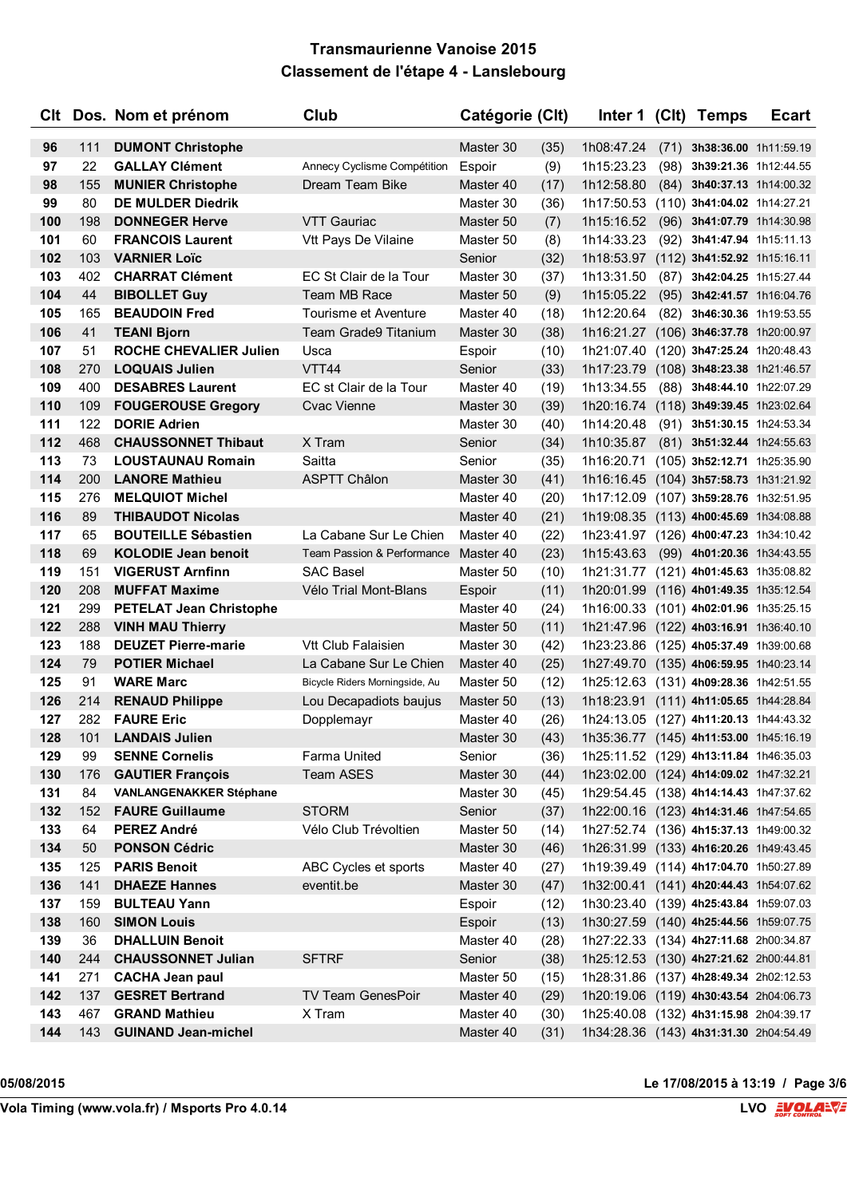# Transmaurienne Vanoise 2015

## Classement de l'étape 4 - Lanslebourg

| Clt | Dos. | Nom et prénom | Club | Catégorie | (Clt) | Inter 1 | (Clt) | Temps | Ecart |
|---|---|---|---|---|---|---|---|---|---|
| 96 | 111 | **DUMONT Christophe** | | Master 30 | (35) | 1h08:47.24 | (71) | **3h38:36.00** | 1h11:59.19 |
| 97 | 22 | **GALLAY Clément** | Annecy Cyclisme Compétition | Espoir | (9) | 1h15:23.23 | (98) | **3h39:21.36** | 1h12:44.55 |
| 98 | 155 | **MUNIER Christophe** | Dream Team Bike | Master 40 | (17) | 1h12:58.80 | (84) | **3h40:37.13** | 1h14:00.32 |
| 99 | 80 | **DE MULDER Diedrik** | | Master 30 | (36) | 1h17:50.53 | (110) | **3h41:04.02** | 1h14:27.21 |
| 100 | 198 | **DONNEGER Herve** | VTT Gauriac | Master 50 | (7) | 1h15:16.52 | (96) | **3h41:07.79** | 1h14:30.98 |
| 101 | 60 | **FRANCOIS Laurent** | Vtt Pays De Vilaine | Master 50 | (8) | 1h14:33.23 | (92) | **3h41:47.94** | 1h15:11.13 |
| 102 | 103 | **VARNIER Loïc** | | Senior | (32) | 1h18:53.97 | (112) | **3h41:52.92** | 1h15:16.11 |
| 103 | 402 | **CHARRAT Clément** | EC St Clair de la Tour | Master 30 | (37) | 1h13:31.50 | (87) | **3h42:04.25** | 1h15:27.44 |
| 104 | 44 | **BIBOLLET Guy** | Team MB Race | Master 50 | (9) | 1h15:05.22 | (95) | **3h42:41.57** | 1h16:04.76 |
| 105 | 165 | **BEAUDOIN Fred** | Tourisme et Aventure | Master 40 | (18) | 1h12:20.64 | (82) | **3h46:30.36** | 1h19:53.55 |
| 106 | 41 | **TEANI Bjorn** | Team Grade9 Titanium | Master 30 | (38) | 1h16:21.27 | (106) | **3h46:37.78** | 1h20:00.97 |
| 107 | 51 | **ROCHE CHEVALIER Julien** | Usca | Espoir | (10) | 1h21:07.40 | (120) | **3h47:25.24** | 1h20:48.43 |
| 108 | 270 | **LOQUAIS Julien** | VTT44 | Senior | (33) | 1h17:23.79 | (108) | **3h48:23.38** | 1h21:46.57 |
| 109 | 400 | **DESABRES Laurent** | EC st Clair de la Tour | Master 40 | (19) | 1h13:34.55 | (88) | **3h48:44.10** | 1h22:07.29 |
| 110 | 109 | **FOUGEROUSE Gregory** | Cvac Vienne | Master 30 | (39) | 1h20:16.74 | (118) | **3h49:39.45** | 1h23:02.64 |
| 111 | 122 | **DORIE Adrien** | | Master 30 | (40) | 1h14:20.48 | (91) | **3h51:30.15** | 1h24:53.34 |
| 112 | 468 | **CHAUSSONNET Thibaut** | X Tram | Senior | (34) | 1h10:35.87 | (81) | **3h51:32.44** | 1h24:55.63 |
| 113 | 73 | **LOUSTAUNAU Romain** | Saitta | Senior | (35) | 1h16:20.71 | (105) | **3h52:12.71** | 1h25:35.90 |
| 114 | 200 | **LANORE Mathieu** | ASPTT Châlon | Master 30 | (41) | 1h16:16.45 | (104) | **3h57:58.73** | 1h31:21.92 |
| 115 | 276 | **MELQUIOT Michel** | | Master 40 | (20) | 1h17:12.09 | (107) | **3h59:28.76** | 1h32:51.95 |
| 116 | 89 | **THIBAUDOT Nicolas** | | Master 40 | (21) | 1h19:08.35 | (113) | **4h00:45.69** | 1h34:08.88 |
| 117 | 65 | **BOUTEILLE Sébastien** | La Cabane Sur Le Chien | Master 40 | (22) | 1h23:41.97 | (126) | **4h00:47.23** | 1h34:10.42 |
| 118 | 69 | **KOLODIE Jean benoit** | Team Passion & Performance | Master 40 | (23) | 1h15:43.63 | (99) | **4h01:20.36** | 1h34:43.55 |
| 119 | 151 | **VIGERUST Arnfinn** | SAC Basel | Master 50 | (10) | 1h21:31.77 | (121) | **4h01:45.63** | 1h35:08.82 |
| 120 | 208 | **MUFFAT Maxime** | Vélo Trial Mont-Blans | Espoir | (11) | 1h20:01.99 | (116) | **4h01:49.35** | 1h35:12.54 |
| 121 | 299 | **PETELAT Jean Christophe** | | Master 40 | (24) | 1h16:00.33 | (101) | **4h02:01.96** | 1h35:25.15 |
| 122 | 288 | **VINH MAU Thierry** | | Master 50 | (11) | 1h21:47.96 | (122) | **4h03:16.91** | 1h36:40.10 |
| 123 | 188 | **DEUZET Pierre-marie** | Vtt Club Falaisien | Master 30 | (42) | 1h23:23.86 | (125) | **4h05:37.49** | 1h39:00.68 |
| 124 | 79 | **POTIER Michael** | La Cabane Sur Le Chien | Master 40 | (25) | 1h27:49.70 | (135) | **4h06:59.95** | 1h40:23.14 |
| 125 | 91 | **WARE Marc** | Bicycle Riders Morningside, Au | Master 50 | (12) | 1h25:12.63 | (131) | **4h09:28.36** | 1h42:51.55 |
| 126 | 214 | **RENAUD Philippe** | Lou Decapadiots baujus | Master 50 | (13) | 1h18:23.91 | (111) | **4h11:05.65** | 1h44:28.84 |
| 127 | 282 | **FAURE Eric** | Dopplemayr | Master 40 | (26) | 1h24:13.05 | (127) | **4h11:20.13** | 1h44:43.32 |
| 128 | 101 | **LANDAIS Julien** | | Master 30 | (43) | 1h35:36.77 | (145) | **4h11:53.00** | 1h45:16.19 |
| 129 | 99 | **SENNE Cornelis** | Farma United | Senior | (36) | 1h25:11.52 | (129) | **4h13:11.84** | 1h46:35.03 |
| 130 | 176 | **GAUTIER François** | Team ASES | Master 30 | (44) | 1h23:02.00 | (124) | **4h14:09.02** | 1h47:32.21 |
| 131 | 84 | **VANLANGENAKKER Stéphane** | | Master 30 | (45) | 1h29:54.45 | (138) | **4h14:14.43** | 1h47:37.62 |
| 132 | 152 | **FAURE Guillaume** | STORM | Senior | (37) | 1h22:00.16 | (123) | **4h14:31.46** | 1h47:54.65 |
| 133 | 64 | **PEREZ André** | Vélo Club Trévoltien | Master 50 | (14) | 1h27:52.74 | (136) | **4h15:37.13** | 1h49:00.32 |
| 134 | 50 | **PONSON Cédric** | | Master 30 | (46) | 1h26:31.99 | (133) | **4h16:20.26** | 1h49:43.45 |
| 135 | 125 | **PARIS Benoit** | ABC Cycles et sports | Master 40 | (27) | 1h19:39.49 | (114) | **4h17:04.70** | 1h50:27.89 |
| 136 | 141 | **DHAEZE Hannes** | eventit.be | Master 30 | (47) | 1h32:00.41 | (141) | **4h20:44.43** | 1h54:07.62 |
| 137 | 159 | **BULTEAU Yann** | | Espoir | (12) | 1h30:23.40 | (139) | **4h25:43.84** | 1h59:07.03 |
| 138 | 160 | **SIMON Louis** | | Espoir | (13) | 1h30:27.59 | (140) | **4h25:44.56** | 1h59:07.75 |
| 139 | 36 | **DHALLUIN Benoit** | | Master 40 | (28) | 1h27:22.33 | (134) | **4h27:11.68** | 2h00:34.87 |
| 140 | 244 | **CHAUSSONNET Julian** | SFTRF | Senior | (38) | 1h25:12.53 | (130) | **4h27:21.62** | 2h00:44.81 |
| 141 | 271 | **CACHA Jean paul** | | Master 50 | (15) | 1h28:31.86 | (137) | **4h28:49.34** | 2h02:12.53 |
| 142 | 137 | **GESRET Bertrand** | TV Team GenesPoir | Master 40 | (29) | 1h20:19.06 | (119) | **4h30:43.54** | 2h04:06.73 |
| 143 | 467 | **GRAND Mathieu** | X Tram | Master 40 | (30) | 1h25:40.08 | (132) | **4h31:15.98** | 2h04:39.17 |
| 144 | 143 | **GUINAND Jean-michel** | | Master 40 | (31) | 1h34:28.36 | (143) | **4h31:31.30** | 2h04:54.49 |

**05/08/2015** **Le 17/08/2015 à 13:19**

**Vola Timing (www.vola.fr) / Msports Pro 4.0.14** **LVO**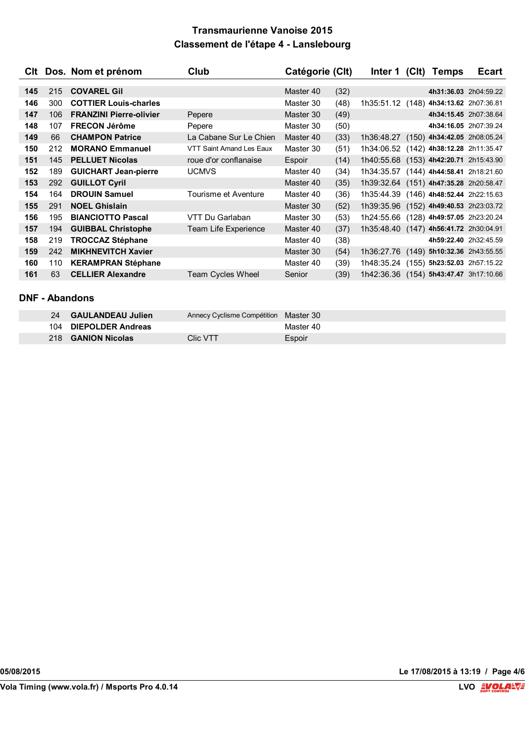# Transmaurienne Vanoise 2015

## Classement de l'étape 4 - Lanslebourg

| Clt | Dos. | Nom et prénom | Club | Catégorie | (Clt) | Inter 1 | (Clt) | Temps | Ecart |
|---|---|---|---|---|---|---|---|---|---|
| 145 | 215 | **COVAREL Gil** | | Master 40 | (32) | | | **4h31:36.03** | 2h04:59.22 |
| 146 | 300 | **COTTIER Louis-charles** | | Master 30 | (48) | 1h35:51.12 | (148) | **4h34:13.62** | 2h07:36.81 |
| 147 | 106 | **FRANZINI Pierre-olivier** | Pepere | Master 30 | (49) | | | **4h34:15.45** | 2h07:38.64 |
| 148 | 107 | **FRECON Jérôme** | Pepere | Master 30 | (50) | | | **4h34:16.05** | 2h07:39.24 |
| 149 | 66 | **CHAMPON Patrice** | La Cabane Sur Le Chien | Master 40 | (33) | 1h36:48.27 | (150) | **4h34:42.05** | 2h08:05.24 |
| 150 | 212 | **MORANO Emmanuel** | VTT Saint Amand Les Eaux | Master 30 | (51) | 1h34:06.52 | (142) | **4h38:12.28** | 2h11:35.47 |
| 151 | 145 | **PELLUET Nicolas** | roue d'or conflanaise | Espoir | (14) | 1h40:55.68 | (153) | **4h42:20.71** | 2h15:43.90 |
| 152 | 189 | **GUICHART Jean-pierre** | UCMVS | Master 40 | (34) | 1h34:35.57 | (144) | **4h44:58.41** | 2h18:21.60 |
| 153 | 292 | **GUILLOT Cyril** | | Master 40 | (35) | 1h39:32.64 | (151) | **4h47:35.28** | 2h20:58.47 |
| 154 | 164 | **DROUIN Samuel** | Tourisme et Aventure | Master 40 | (36) | 1h35:44.39 | (146) | **4h48:52.44** | 2h22:15.63 |
| 155 | 291 | **NOEL Ghislain** | | Master 30 | (52) | 1h39:35.96 | (152) | **4h49:40.53** | 2h23:03.72 |
| 156 | 195 | **BIANCIOTTO Pascal** | VTT Du Garlaban | Master 30 | (53) | 1h24:55.66 | (128) | **4h49:57.05** | 2h23:20.24 |
| 157 | 194 | **GUIBBAL Christophe** | Team Life Experience | Master 40 | (37) | 1h35:48.40 | (147) | **4h56:41.72** | 2h30:04.91 |
| 158 | 219 | **TROCCAZ Stéphane** | | Master 40 | (38) | | | **4h59:22.40** | 2h32:45.59 |
| 159 | 242 | **MIKHNEVITCH Xavier** | | Master 30 | (54) | 1h36:27.76 | (149) | **5h10:32.36** | 2h43:55.55 |
| 160 | 110 | **KERAMPRAN Stéphane** | | Master 40 | (39) | 1h48:35.24 | (155) | **5h23:52.03** | 2h57:15.22 |
| 161 | 63 | **CELLIER Alexandre** | Team Cycles Wheel | Senior | (39) | 1h42:36.36 | (154) | **5h43:47.47** | 3h17:10.66 |

## DNF - Abandons

| Dos. | Nom et prénom | Club | Catégorie |
|---|---|---|---|
| 24 | **GAULANDEAU Julien** | Annecy Cyclisme Compétition | Master 30 |
| 104 | **DIEPOLDER Andreas** | | Master 40 |
| 218 | **GANION Nicolas** | Clic VTT | Espoir |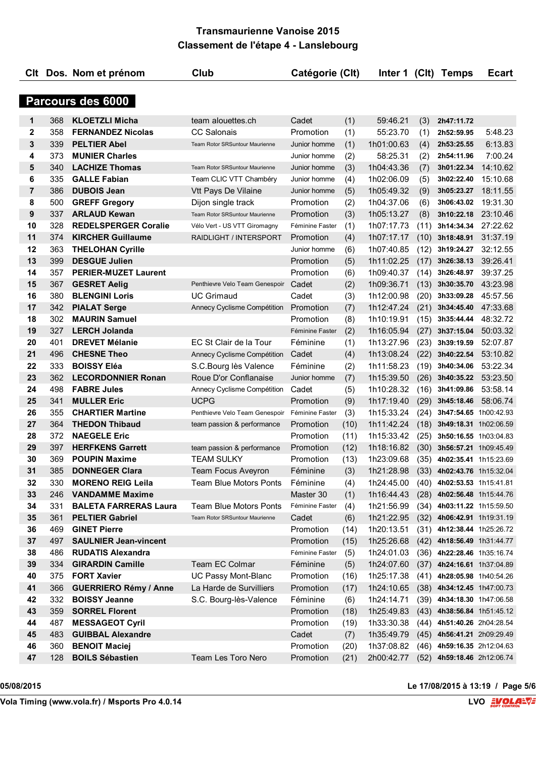# Transmaurienne Vanoise 2015

## Classement de l'étape 4 - Lanslebourg

### Parcours des 6000

| Clt | Dos. | Nom et prénom | Club | Catégorie | (Clt) | Inter 1 | (Clt) | Temps | Ecart |
|---|---|---|---|---|---|---|---|---|---|
| 1 | 368 | **KLOETZLI Micha** | team alouettes.ch | Cadet | (1) | 59:46.21 | (3) | **2h47:11.72** | |
| 2 | 358 | **FERNANDEZ Nicolas** | CC Salonais | Promotion | (1) | 55:23.70 | (1) | **2h52:59.95** | 5:48.23 |
| 3 | 339 | **PELTIER Abel** | Team Rotor SRSuntour Maurienne | Junior homme | (1) | 1h01:00.63 | (4) | **2h53:25.55** | 6:13.83 |
| 4 | 373 | **MUNIER Charles** | | Junior homme | (2) | 58:25.31 | (2) | **2h54:11.96** | 7:00.24 |
| 5 | 340 | **LACHIZE Thomas** | Team Rotor SRSuntour Maurienne | Junior homme | (3) | 1h04:43.36 | (7) | **3h01:22.34** | 14:10.62 |
| 6 | 335 | **GALLE Fabian** | Team CLIC VTT Chambéry | Junior homme | (4) | 1h02:06.09 | (5) | **3h02:22.40** | 15:10.68 |
| 7 | 386 | **DUBOIS Jean** | Vtt Pays De Vilaine | Junior homme | (5) | 1h05:49.32 | (9) | **3h05:23.27** | 18:11.55 |
| 8 | 500 | **GREFF Gregory** | Dijon single track | Promotion | (2) | 1h04:37.06 | (6) | **3h06:43.02** | 19:31.30 |
| 9 | 337 | **ARLAUD Kewan** | Team Rotor SRSuntour Maurienne | Promotion | (3) | 1h05:13.27 | (8) | **3h10:22.18** | 23:10.46 |
| 10 | 328 | **REDELSPERGER Coralie** | Vélo Vert - US VTT Giromagny | Féminine Faster | (1) | 1h07:17.73 | (11) | **3h14:34.34** | 27:22.62 |
| 11 | 374 | **KIRCHER Guillaume** | RAIDLIGHT / INTERSPORT | Promotion | (4) | 1h07:17.17 | (10) | **3h18:48.91** | 31:37.19 |
| 12 | 363 | **THELOHAN Cyrille** | | Junior homme | (6) | 1h07:40.85 | (12) | **3h19:24.27** | 32:12.55 |
| 13 | 399 | **DESGUE Julien** | | Promotion | (5) | 1h11:02.25 | (17) | **3h26:38.13** | 39:26.41 |
| 14 | 357 | **PERIER-MUZET Laurent** | | Promotion | (6) | 1h09:40.37 | (14) | **3h26:48.97** | 39:37.25 |
| 15 | 367 | **GESRET Aelig** | Penthievre Velo Team Genespoir | Cadet | (2) | 1h09:36.71 | (13) | **3h30:35.70** | 43:23.98 |
| 16 | 380 | **BLENGINI Loris** | UC Grimaud | Cadet | (3) | 1h12:00.98 | (20) | **3h33:09.28** | 45:57.56 |
| 17 | 342 | **PIALAT Serge** | Annecy Cyclisme Compétition | Promotion | (7) | 1h12:47.24 | (21) | **3h34:45.40** | 47:33.68 |
| 18 | 302 | **MAURIN Samuel** | | Promotion | (8) | 1h10:19.91 | (15) | **3h35:44.44** | 48:32.72 |
| 19 | 327 | **LERCH Jolanda** | | Féminine Faster | (2) | 1h16:05.94 | (27) | **3h37:15.04** | 50:03.32 |
| 20 | 401 | **DREVET Mélanie** | EC St Clair de la Tour | Féminine | (1) | 1h13:27.96 | (23) | **3h39:19.59** | 52:07.87 |
| 21 | 496 | **CHESNE Theo** | Annecy Cyclisme Compétition | Cadet | (4) | 1h13:08.24 | (22) | **3h40:22.54** | 53:10.82 |
| 22 | 333 | **BOISSY Eléa** | S.C.Bourg lès Valence | Féminine | (2) | 1h11:58.23 | (19) | **3h40:34.06** | 53:22.34 |
| 23 | 362 | **LECORDONNIER Ronan** | Roue D'or Conflanaise | Junior homme | (7) | 1h15:39.50 | (26) | **3h40:35.22** | 53:23.50 |
| 24 | 498 | **FABRE Jules** | Annecy Cyclisme Compétition | Cadet | (5) | 1h10:28.32 | (16) | **3h41:09.86** | 53:58.14 |
| 25 | 341 | **MULLER Eric** | UCPG | Promotion | (9) | 1h17:19.40 | (29) | **3h45:18.46** | 58:06.74 |
| 26 | 355 | **CHARTIER Martine** | Penthievre Velo Team Genespoir | Féminine Faster | (3) | 1h15:33.24 | (24) | **3h47:54.65** | 1h00:42.93 |
| 27 | 364 | **THEDON Thibaud** | team passion & performance | Promotion | (10) | 1h11:42.24 | (18) | **3h49:18.31** | 1h02:06.59 |
| 28 | 372 | **NAEGELE Eric** | | Promotion | (11) | 1h15:33.42 | (25) | **3h50:16.55** | 1h03:04.83 |
| 29 | 397 | **HERFKENS Garrett** | team passion & performance | Promotion | (12) | 1h18:16.82 | (30) | **3h56:57.21** | 1h09:45.49 |
| 30 | 369 | **POUPIN Maxime** | TEAM SULKY | Promotion | (13) | 1h23:09.68 | (35) | **4h02:35.41** | 1h15:23.69 |
| 31 | 385 | **DONNEGER Clara** | Team Focus Aveyron | Féminine | (3) | 1h21:28.98 | (33) | **4h02:43.76** | 1h15:32.04 |
| 32 | 330 | **MORENO REIG Leila** | Team Blue Motors Ponts | Féminine | (4) | 1h24:45.00 | (40) | **4h02:53.53** | 1h15:41.81 |
| 33 | 246 | **VANDAMME Maxime** | | Master 30 | (1) | 1h16:44.43 | (28) | **4h02:56.48** | 1h15:44.76 |
| 34 | 331 | **BALETA FARRERAS Laura** | Team Blue Motors Ponts | Féminine Faster | (4) | 1h21:56.99 | (34) | **4h03:11.22** | 1h15:59.50 |
| 35 | 361 | **PELTIER Gabriel** | Team Rotor SRSuntour Maurienne | Cadet | (6) | 1h21:22.95 | (32) | **4h06:42.91** | 1h19:31.19 |
| 36 | 469 | **GINET Pierre** | | Promotion | (14) | 1h20:13.51 | (31) | **4h12:38.44** | 1h25:26.72 |
| 37 | 497 | **SAULNIER Jean-vincent** | | Promotion | (15) | 1h25:26.68 | (42) | **4h18:56.49** | 1h31:44.77 |
| 38 | 486 | **RUDATIS Alexandra** | | Féminine Faster | (5) | 1h24:01.03 | (36) | **4h22:28.46** | 1h35:16.74 |
| 39 | 334 | **GIRARDIN Camille** | Team EC Colmar | Féminine | (5) | 1h24:07.60 | (37) | **4h24:16.61** | 1h37:04.89 |
| 40 | 375 | **FORT Xavier** | UC Passy Mont-Blanc | Promotion | (16) | 1h25:17.38 | (41) | **4h28:05.98** | 1h40:54.26 |
| 41 | 366 | **GUERRIERO Rémy / Anne** | La Harde de Survilliers | Promotion | (17) | 1h24:10.65 | (38) | **4h34:12.45** | 1h47:00.73 |
| 42 | 332 | **BOISSY Jeanne** | S.C. Bourg-lès-Valence | Féminine | (6) | 1h24:14.71 | (39) | **4h34:18.30** | 1h47:06.58 |
| 43 | 359 | **SORREL Florent** | | Promotion | (18) | 1h25:49.83 | (43) | **4h38:56.84** | 1h51:45.12 |
| 44 | 487 | **MESSAGEOT Cyril** | | Promotion | (19) | 1h33:30.38 | (44) | **4h51:40.26** | 2h04:28.54 |
| 45 | 483 | **GUIBBAL Alexandre** | | Cadet | (7) | 1h35:49.79 | (45) | **4h56:41.21** | 2h09:29.49 |
| 46 | 360 | **BENOIT Maciej** | | Promotion | (20) | 1h37:08.82 | (46) | **4h59:16.35** | 2h12:04.63 |
| 47 | 128 | **BOILS Sébastien** | Team Les Toro Nero | Promotion | (21) | 2h00:42.77 | (52) | **4h59:18.46** | 2h12:06.74 |

05/08/2015 — Le 17/08/2015 à 13:19

Vola Timing (www.vola.fr) / Msports Pro 4.0.14 — LVO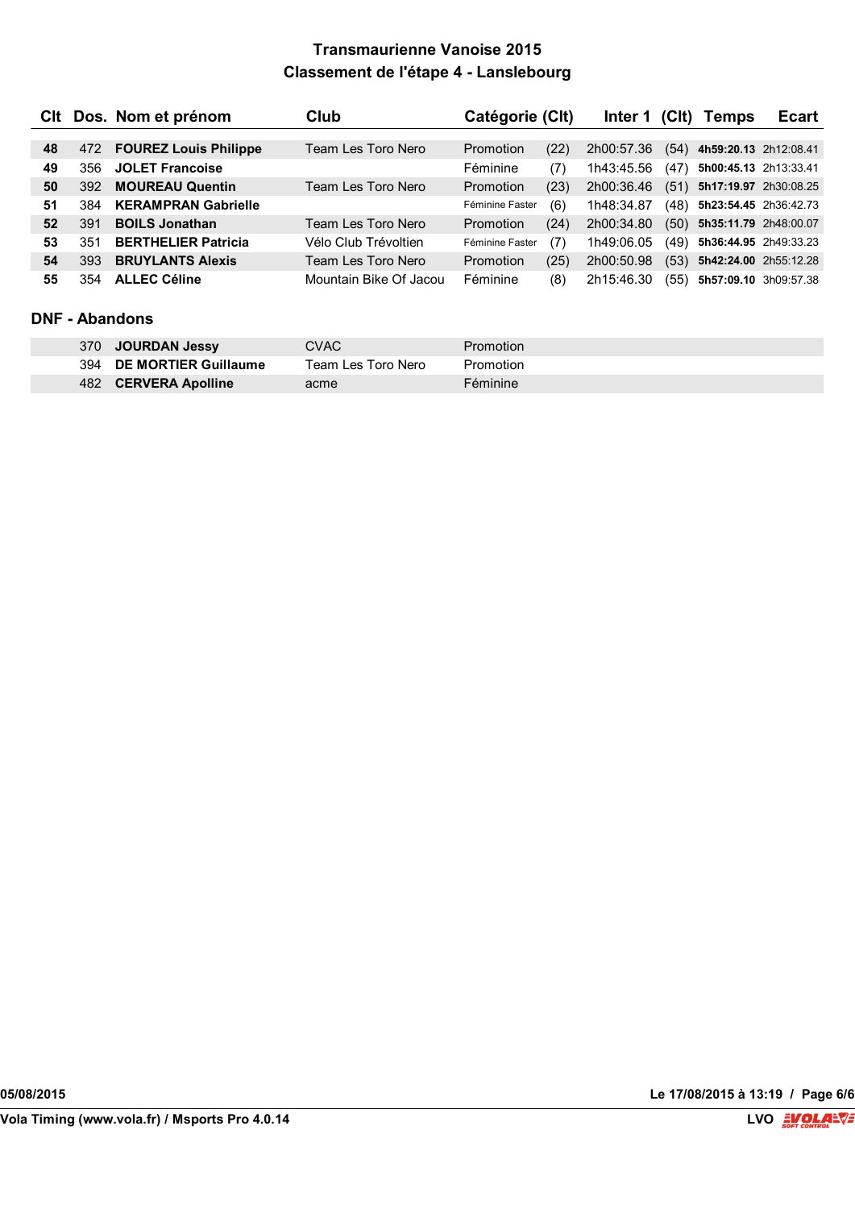# Transmaurienne Vanoise 2015

## Classement de l'étape 4 - Lanslebourg

| Clt | Dos. | Nom et prénom | Club | Catégorie | (Clt) | Inter 1 | (Clt) | Temps | Ecart |
|---|---|---|---|---|---|---|---|---|---|
| 48 | 472 | **FOUREZ Louis Philippe** | Team Les Toro Nero | Promotion | (22) | 2h00:57.36 | (54) | **4h59:20.13** | 2h12:08.41 |
| 49 | 356 | **JOLET Francoise** | | Féminine | (7) | 1h43:45.56 | (47) | **5h00:45.13** | 2h13:33.41 |
| 50 | 392 | **MOUREAU Quentin** | Team Les Toro Nero | Promotion | (23) | 2h00:36.46 | (51) | **5h17:19.97** | 2h30:08.25 |
| 51 | 384 | **KERAMPRAN Gabrielle** | | Féminine Faster | (6) | 1h48:34.87 | (48) | **5h23:54.45** | 2h36:42.73 |
| 52 | 391 | **BOILS Jonathan** | Team Les Toro Nero | Promotion | (24) | 2h00:34.80 | (50) | **5h35:11.79** | 2h48:00.07 |
| 53 | 351 | **BERTHELIER Patricia** | Vélo Club Trévoltien | Féminine Faster | (7) | 1h49:06.05 | (49) | **5h36:44.95** | 2h49:33.23 |
| 54 | 393 | **BRUYLANTS Alexis** | Team Les Toro Nero | Promotion | (25) | 2h00:50.98 | (53) | **5h42:24.00** | 2h55:12.28 |
| 55 | 354 | **ALLEC Céline** | Mountain Bike Of Jacou | Féminine | (8) | 2h15:46.30 | (55) | **5h57:09.10** | 3h09:57.38 |

## DNF - Abandons

| | Dos. | Nom et prénom | Club | Catégorie |
|---|---|---|---|---|
| | 370 | **JOURDAN Jessy** | CVAC | Promotion |
| | 394 | **DE MORTIER Guillaume** | Team Les Toro Nero | Promotion |
| | 482 | **CERVERA Apolline** | acme | Féminine |

05/08/2015

Le 17/08/2015 à 13:19

Vola Timing (www.vola.fr) / Msports Pro 4.0.14

LVO